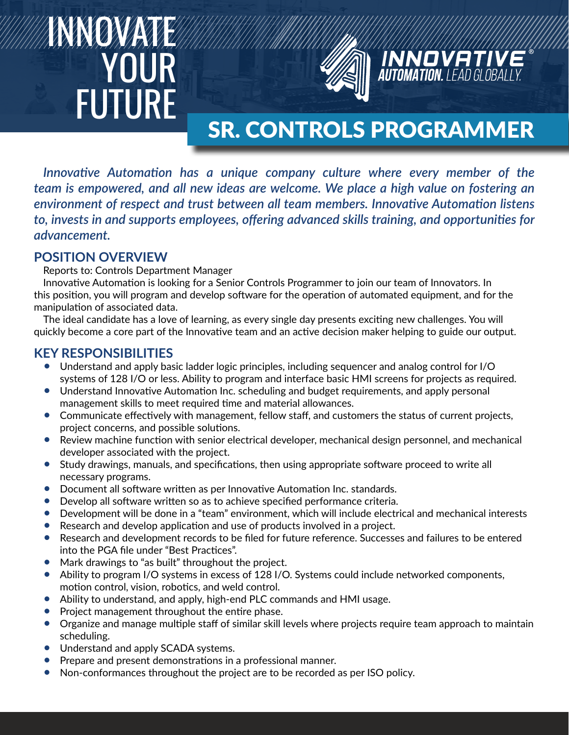# INNOVATE YOUR FUTURE

INNOVATIVE® AUTOMATION. LEAD GLOBALLY.

# SR. CONTROLS PROGRAMMER

***Innovative Automation has a unique company culture where every member of the team is empowered, and all new ideas are welcome. We place a high value on fostering an environment of respect and trust between all team members. Innovative Automation listens to, invests in and supports employees, offering advanced skills training, and opportunities for advancement.***

## POSITION OVERVIEW

Reports to: Controls Department Manager

Innovative Automation is looking for a Senior Controls Programmer to join our team of Innovators. In this position, you will program and develop software for the operation of automated equipment, and for the manipulation of associated data.

The ideal candidate has a love of learning, as every single day presents exciting new challenges. You will quickly become a core part of the Innovative team and an active decision maker helping to guide our output.

## KEY RESPONSIBILITIES

- Understand and apply basic ladder logic principles, including sequencer and analog control for I/O systems of 128 I/O or less. Ability to program and interface basic HMI screens for projects as required.
- Understand Innovative Automation Inc. scheduling and budget requirements, and apply personal management skills to meet required time and material allowances.
- Communicate effectively with management, fellow staff, and customers the status of current projects, project concerns, and possible solutions.
- Review machine function with senior electrical developer, mechanical design personnel, and mechanical developer associated with the project.
- Study drawings, manuals, and specifications, then using appropriate software proceed to write all necessary programs.
- Document all software written as per Innovative Automation Inc. standards.
- Develop all software written so as to achieve specified performance criteria.
- Development will be done in a "team" environment, which will include electrical and mechanical interests
- Research and develop application and use of products involved in a project.
- Research and development records to be filed for future reference. Successes and failures to be entered into the PGA file under "Best Practices".
- Mark drawings to "as built" throughout the project.
- Ability to program I/O systems in excess of 128 I/O. Systems could include networked components, motion control, vision, robotics, and weld control.
- Ability to understand, and apply, high-end PLC commands and HMI usage.
- Project management throughout the entire phase.
- Organize and manage multiple staff of similar skill levels where projects require team approach to maintain scheduling.
- Understand and apply SCADA systems.
- Prepare and present demonstrations in a professional manner.
- Non-conformances throughout the project are to be recorded as per ISO policy.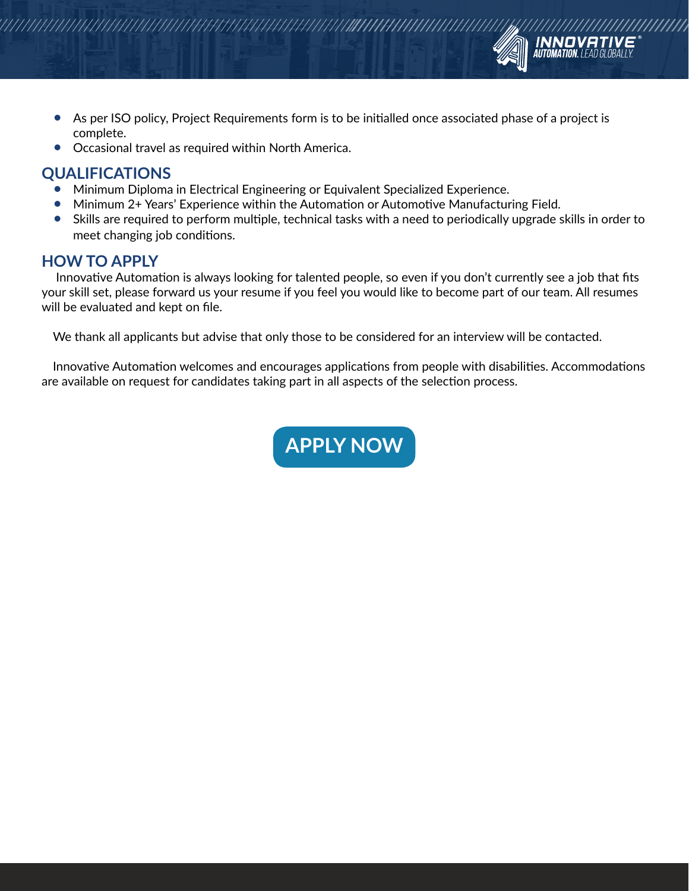- As per ISO policy, Project Requirements form is to be initialled once associated phase of a project is complete.
- Occasional travel as required within North America.

## QUALIFICATIONS

- Minimum Diploma in Electrical Engineering or Equivalent Specialized Experience.
- Minimum 2+ Years' Experience within the Automation or Automotive Manufacturing Field.
- Skills are required to perform multiple, technical tasks with a need to periodically upgrade skills in order to meet changing job conditions.

## HOW TO APPLY

Innovative Automation is always looking for talented people, so even if you don't currently see a job that fits your skill set, please forward us your resume if you feel you would like to become part of our team. All resumes will be evaluated and kept on file.

We thank all applicants but advise that only those to be considered for an interview will be contacted.

Innovative Automation welcomes and encourages applications from people with disabilities. Accommodations are available on request for candidates taking part in all aspects of the selection process.

**APPLY NOW**